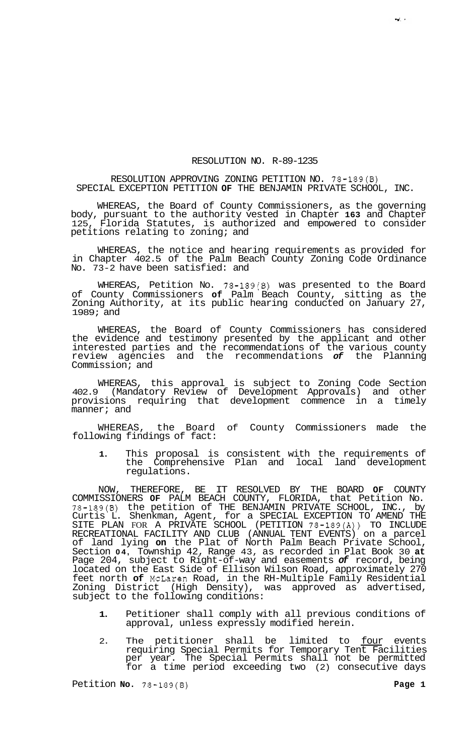RESOLUTION NO. R-89-1235

RESOLUTION APPROVING ZONING PETITION NO. 78-189(B)
SPECIAL EXCEPTION PETITION **OF** THE BENJAMIN PRIVATE SCHOOL, INC.

WHEREAS, the Board of County Commissioners, as the governing body, pursuant to the authority vested in Chapter **163** and Chapter 125, Florida Statutes, is authorized and empowered to consider petitions relating to zoning; and

WHEREAS, the notice and hearing requirements as provided for in Chapter 402.5 of the Palm Beach County Zoning Code Ordinance No. 73-2 have been satisfied: and

WHEREAS, Petition No. 78-189(B) was presented to the Board of County Commissioners **of** Palm Beach County, sitting as the Zoning Authority, at its public hearing conducted on January 27, 1989; and

WHEREAS, the Board of County Commissioners has considered the evidence and testimony presented by the applicant and other interested parties and the recommendations of the various county review agencies and the recommendations ***of*** the Planning Commission; and

WHEREAS, this approval is subject to Zoning Code Section 402.9 (Mandatory Review of Development Approvals) and other provisions requiring that development commence in a timely manner; and

WHEREAS, the Board of County Commissioners made the following findings of fact:

1. This proposal is consistent with the requirements of the Comprehensive Plan and local land development regulations.

NOW, THEREFORE, BE IT RESOLVED BY THE BOARD **OF** COUNTY COMMISSIONERS **OF** PALM BEACH COUNTY, FLORIDA, that Petition No. 78-189(B) the petition of THE BENJAMIN PRIVATE SCHOOL, INC., by Curtis L. Shenkman, Agent, for a SPECIAL EXCEPTION TO AMEND THE SITE PLAN FOR A PRIVATE SCHOOL (PETITION 78-189(A)) TO INCLUDE RECREATIONAL FACILITY AND CLUB (ANNUAL TENT EVENTS) on a parcel of land lying **on** the Plat of North Palm Beach Private School, Section **04**, Township 42, Range 43, as recorded in Plat Book 30 **at** Page 204, subject to Right-of-way and easements ***of*** record, being located on the East Side of Ellison Wilson Road, approximately 270 feet north **of** McLaren Road, in the RH-Multiple Family Residential Zoning District (High Density), was approved as advertised, subject to the following conditions:

1. Petitioner shall comply with all previous conditions of approval, unless expressly modified herein.

2. The petitioner shall be limited to <u>four</u> events requiring Special Permits for Temporary Tent Facilities per year. The Special Permits shall not be permitted for a time period exceeding two (2) consecutive days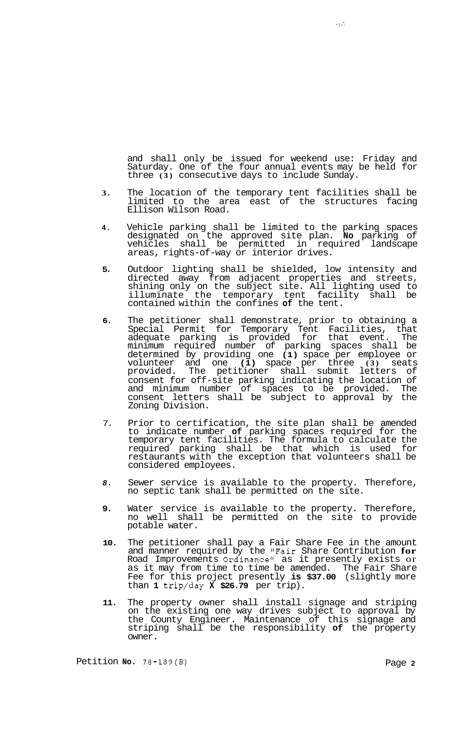and shall only be issued for weekend use: Friday and Saturday. One of the four annual events may be held for three **(3)** consecutive days to include Sunday.

3. The location of the temporary tent facilities shall be limited to the area east of the structures facing Ellison Wilson Road.

4. Vehicle parking shall be limited to the parking spaces designated on the approved site plan. **No** parking of vehicles shall be permitted in required landscape areas, rights-of-way or interior drives.

5. Outdoor lighting shall be shielded, low intensity and directed away from adjacent properties and streets, shining only on the subject site. All lighting used to illuminate the temporary tent facility shall be contained within the confines **of** the tent.

6. The petitioner shall demonstrate, prior to obtaining a Special Permit for Temporary Tent Facilities, that adequate parking is provided for that event. The minimum required number of parking spaces shall be determined by providing one **(1)** space per employee or volunteer and one **(1)** space per three **(3)** seats provided. The petitioner shall submit letters of consent for off-site parking indicating the location of and minimum number of spaces to be provided. The consent letters shall be subject to approval by the Zoning Division.

7. Prior to certification, the site plan shall be amended to indicate number **of** parking spaces required for the temporary tent facilities. The formula to calculate the required parking shall be that which is used for restaurants with the exception that volunteers shall be considered employees.

8. Sewer service is available to the property. Therefore, no septic tank shall be permitted on the site.

9. Water service is available to the property. Therefore, no well shall be permitted on the site to provide potable water.

10. The petitioner shall pay a Fair Share Fee in the amount and manner required by the "Fair Share Contribution **for** Road Improvements Ordinance" as it presently exists or as it may from time to time be amended. The Fair Share Fee for this project presently **is $37.00** (slightly more than **1** trip/day **X $26.79** per trip).

11. The property owner shall install signage and striping on the existing one way drives subject to approval by the County Engineer. Maintenance of this signage and striping shall be the responsibility **of** the property owner.

Petition **No.** 78-189(B)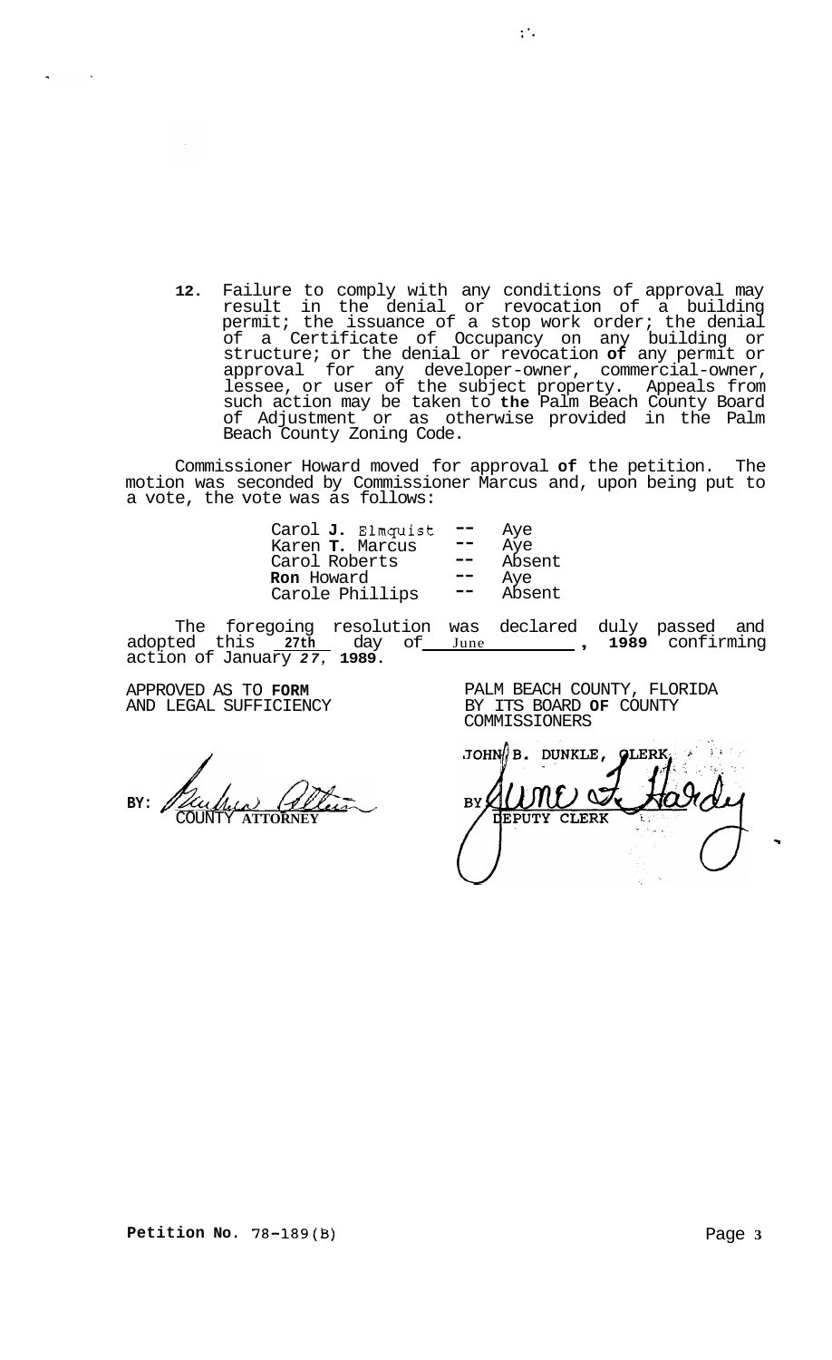12. Failure to comply with any conditions of approval may result in the denial or revocation of a building permit; the issuance of a stop work order; the denial of a Certificate of Occupancy on any building or structure; or the denial or revocation of any permit or approval for any developer-owner, commercial-owner, lessee, or user of the subject property. Appeals from such action may be taken to the Palm Beach County Board of Adjustment or as otherwise provided in the Palm Beach County Zoning Code.

Commissioner Howard moved for approval of the petition. The motion was seconded by Commissioner Marcus and, upon being put to a vote, the vote was as follows:

| | | |
|---|---|---|
| Carol J. Elmquist | -- | Aye |
| Karen T. Marcus | -- | Aye |
| Carol Roberts | -- | Absent |
| Ron Howard | -- | Aye |
| Carole Phillips | -- | Absent |

The foregoing resolution was declared duly passed and adopted this 27th day of June, 1989 confirming action of January 27, 1989.

APPROVED AS TO FORM
AND LEGAL SUFFICIENCY

BY: COUNTY ATTORNEY

PALM BEACH COUNTY, FLORIDA
BY ITS BOARD OF COUNTY
COMMISSIONERS

JOHN B. DUNKLE, CLERK

BY DEPUTY CLERK

Petition No. 78-189(B)